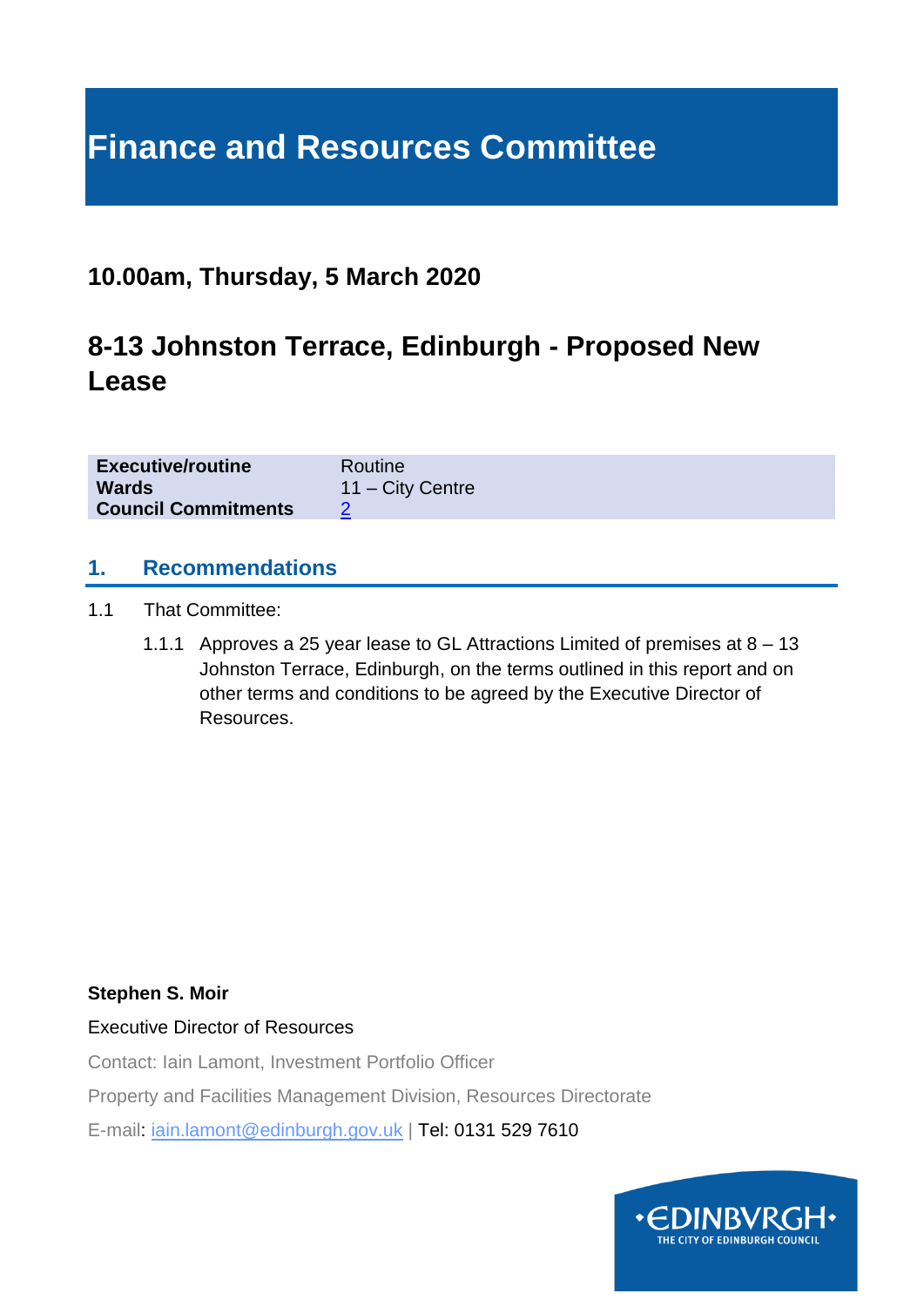# Finance and Resources Committee

## 10.00am, Thursday, 5 March 2020

## 8-13 Johnston Terrace, Edinburgh - Proposed New Lease

| | |
|---|---|
| **Executive/routine** | Routine |
| **Wards** | 11 – City Centre |
| **Council Commitments** | 2 |

### 1. Recommendations

1.1 That Committee:

1.1.1 Approves a 25 year lease to GL Attractions Limited of premises at 8 – 13 Johnston Terrace, Edinburgh, on the terms outlined in this report and on other terms and conditions to be agreed by the Executive Director of Resources.

**Stephen S. Moir**

Executive Director of Resources

Contact: Iain Lamont, Investment Portfolio Officer

Property and Facilities Management Division, Resources Directorate

E-mail: iain.lamont@edinburgh.gov.uk | Tel: 0131 529 7610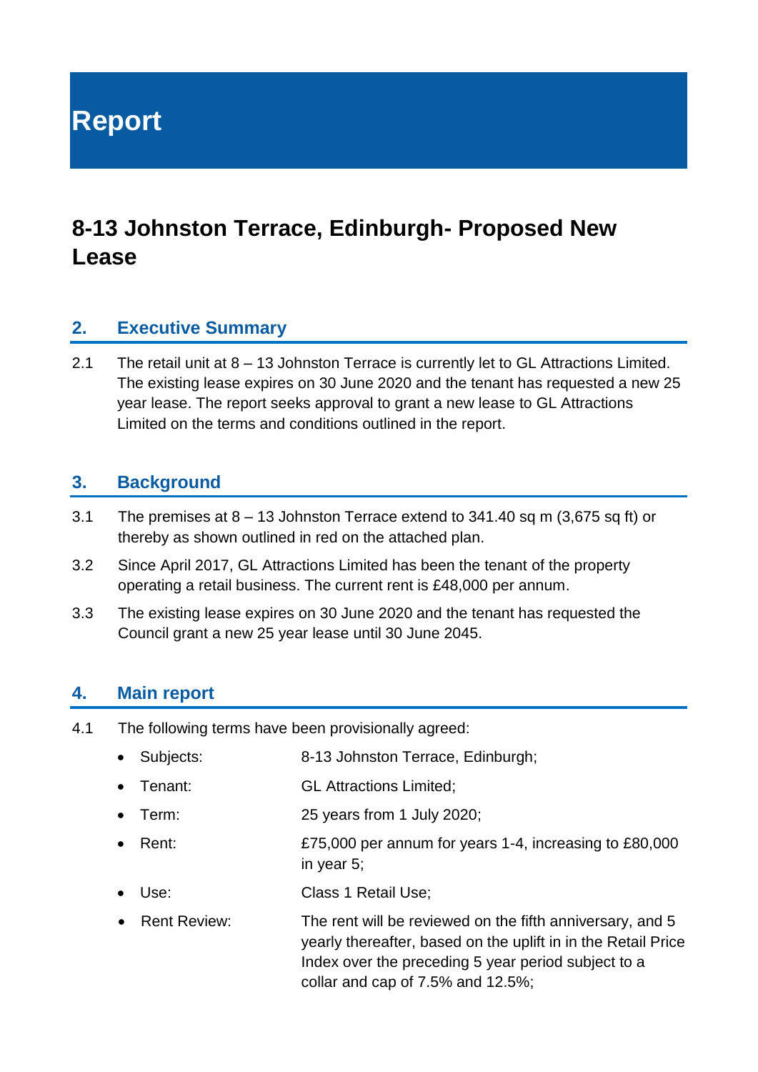# Report

## 8-13 Johnston Terrace, Edinburgh- Proposed New Lease

### 2. Executive Summary

2.1 The retail unit at 8 – 13 Johnston Terrace is currently let to GL Attractions Limited. The existing lease expires on 30 June 2020 and the tenant has requested a new 25 year lease. The report seeks approval to grant a new lease to GL Attractions Limited on the terms and conditions outlined in the report.

### 3. Background

3.1 The premises at 8 – 13 Johnston Terrace extend to 341.40 sq m (3,675 sq ft) or thereby as shown outlined in red on the attached plan.

3.2 Since April 2017, GL Attractions Limited has been the tenant of the property operating a retail business. The current rent is £48,000 per annum.

3.3 The existing lease expires on 30 June 2020 and the tenant has requested the Council grant a new 25 year lease until 30 June 2045.

### 4. Main report

4.1 The following terms have been provisionally agreed:

- Subjects: 8-13 Johnston Terrace, Edinburgh;
- Tenant: GL Attractions Limited;
- Term: 25 years from 1 July 2020;
- Rent: £75,000 per annum for years 1-4, increasing to £80,000 in year 5;
- Use: Class 1 Retail Use;
- Rent Review: The rent will be reviewed on the fifth anniversary, and 5 yearly thereafter, based on the uplift in in the Retail Price Index over the preceding 5 year period subject to a collar and cap of 7.5% and 12.5%;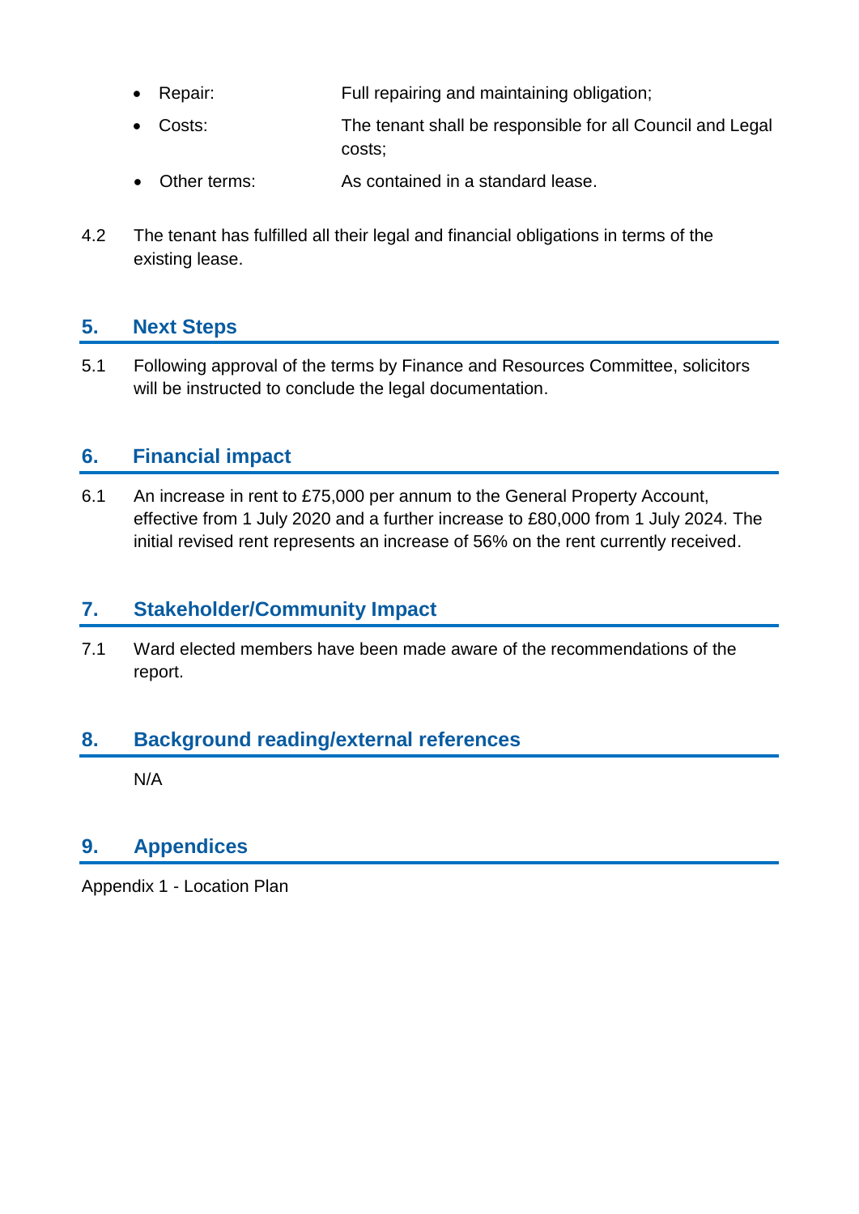- Repair: Full repairing and maintaining obligation;
- Costs: The tenant shall be responsible for all Council and Legal costs;
- Other terms: As contained in a standard lease.

4.2 The tenant has fulfilled all their legal and financial obligations in terms of the existing lease.

## 5. Next Steps

5.1 Following approval of the terms by Finance and Resources Committee, solicitors will be instructed to conclude the legal documentation.

## 6. Financial impact

6.1 An increase in rent to £75,000 per annum to the General Property Account, effective from 1 July 2020 and a further increase to £80,000 from 1 July 2024. The initial revised rent represents an increase of 56% on the rent currently received.

## 7. Stakeholder/Community Impact

7.1 Ward elected members have been made aware of the recommendations of the report.

## 8. Background reading/external references

N/A

## 9. Appendices

Appendix 1 - Location Plan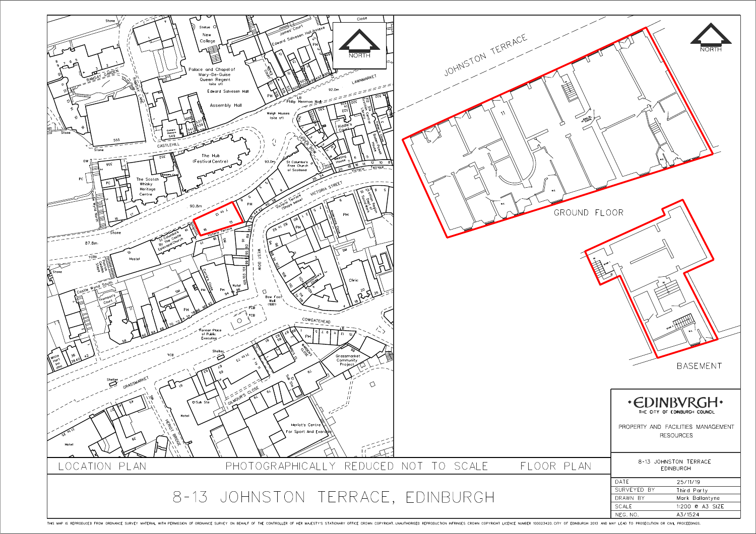LOCATION PLAN

PHOTOGRAPHICALLY REDUCED NOT TO SCALE

FLOOR PLAN

JOHNSTON TERRACE

GROUND FLOOR

BASEMENT

NORTH

# 8-13 JOHNSTON TERRACE, EDINBURGH

EDINBVRGH
THE CITY OF EDINBURGH COUNCIL

PROPERTY AND FACILITIES MANAGEMENT
RESOURCES

8-13 JOHNSTON TERRACE
EDINBURGH

| | |
|---|---|
| DATE | 25/11/19 |
| SURVEYED BY | Third Party |
| DRAWN BY | Mark Ballantyne |
| SCALE | 1:200 @ A3 SIZE |
| NEG. NO. | A3/1524 |

THIS MAP IS REPRODUCED FROM ORDNANCE SURVEY MATERIAL WITH PERMISSION OF ORDNANCE SURVEY ON BEHALF OF THE CONTROLLER OF HER MAJESTY'S STATIONARY OFFICE CROWN COPYRIGHT. UNAUTHORISED REPRODUCTION INFRINGES CROWN COPYRIGHT LICENCE NUMBER 100023420. CITY OF EDINBURGH 2013 AND MAY LEAD TO PROSECUTION OR CIVIL PROCEEDINGS.